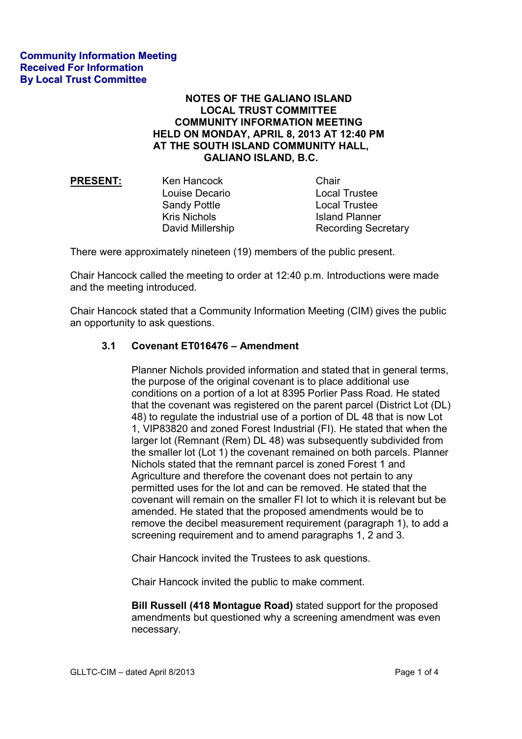**Community Information Meeting**
**Received For Information**
**By Local Trust Committee**

# NOTES OF THE GALIANO ISLAND LOCAL TRUST COMMITTEE COMMUNITY INFORMATION MEETING HELD ON MONDAY, APRIL 8, 2013 AT 12:40 PM AT THE SOUTH ISLAND COMMUNITY HALL, GALIANO ISLAND, B.C.

**PRESENT:**

| | |
|---|---|
| Ken Hancock | Chair |
| Louise Decario | Local Trustee |
| Sandy Pottle | Local Trustee |
| Kris Nichols | Island Planner |
| David Millership | Recording Secretary |

There were approximately nineteen (19) members of the public present.

Chair Hancock called the meeting to order at 12:40 p.m. Introductions were made and the meeting introduced.

Chair Hancock stated that a Community Information Meeting (CIM) gives the public an opportunity to ask questions.

### 3.1 Covenant ET016476 – Amendment

Planner Nichols provided information and stated that in general terms, the purpose of the original covenant is to place additional use conditions on a portion of a lot at 8395 Porlier Pass Road. He stated that the covenant was registered on the parent parcel (District Lot (DL) 48) to regulate the industrial use of a portion of DL 48 that is now Lot 1, VIP83820 and zoned Forest Industrial (FI). He stated that when the larger lot (Remnant (Rem) DL 48) was subsequently subdivided from the smaller lot (Lot 1) the covenant remained on both parcels. Planner Nichols stated that the remnant parcel is zoned Forest 1 and Agriculture and therefore the covenant does not pertain to any permitted uses for the lot and can be removed. He stated that the covenant will remain on the smaller FI lot to which it is relevant but be amended. He stated that the proposed amendments would be to remove the decibel measurement requirement (paragraph 1), to add a screening requirement and to amend paragraphs 1, 2 and 3.

Chair Hancock invited the Trustees to ask questions.

Chair Hancock invited the public to make comment.

**Bill Russell (418 Montague Road)** stated support for the proposed amendments but questioned why a screening amendment was even necessary.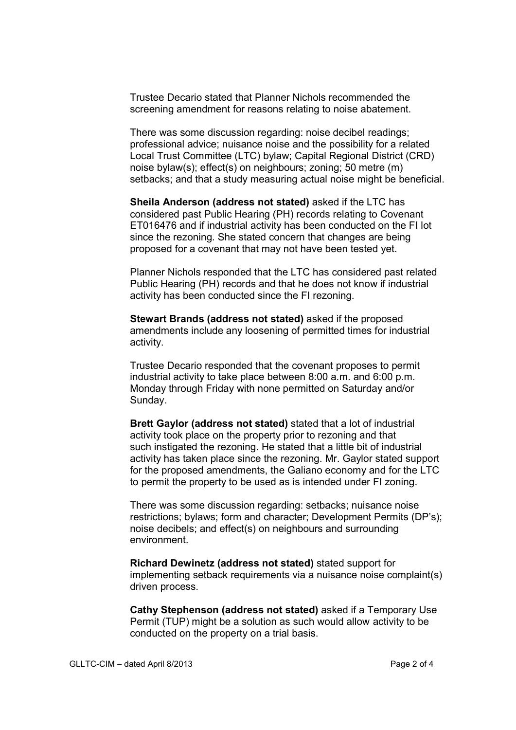Trustee Decario stated that Planner Nichols recommended the screening amendment for reasons relating to noise abatement.

There was some discussion regarding: noise decibel readings; professional advice; nuisance noise and the possibility for a related Local Trust Committee (LTC) bylaw; Capital Regional District (CRD) noise bylaw(s); effect(s) on neighbours; zoning; 50 metre (m) setbacks; and that a study measuring actual noise might be beneficial.

**Sheila Anderson (address not stated)** asked if the LTC has considered past Public Hearing (PH) records relating to Covenant ET016476 and if industrial activity has been conducted on the FI lot since the rezoning. She stated concern that changes are being proposed for a covenant that may not have been tested yet.

Planner Nichols responded that the LTC has considered past related Public Hearing (PH) records and that he does not know if industrial activity has been conducted since the FI rezoning.

**Stewart Brands (address not stated)** asked if the proposed amendments include any loosening of permitted times for industrial activity.

Trustee Decario responded that the covenant proposes to permit industrial activity to take place between 8:00 a.m. and 6:00 p.m. Monday through Friday with none permitted on Saturday and/or Sunday.

**Brett Gaylor (address not stated)** stated that a lot of industrial activity took place on the property prior to rezoning and that such instigated the rezoning. He stated that a little bit of industrial activity has taken place since the rezoning. Mr. Gaylor stated support for the proposed amendments, the Galiano economy and for the LTC to permit the property to be used as is intended under FI zoning.

There was some discussion regarding: setbacks; nuisance noise restrictions; bylaws; form and character; Development Permits (DP's); noise decibels; and effect(s) on neighbours and surrounding environment.

**Richard Dewinetz (address not stated)** stated support for implementing setback requirements via a nuisance noise complaint(s) driven process.

**Cathy Stephenson (address not stated)** asked if a Temporary Use Permit (TUP) might be a solution as such would allow activity to be conducted on the property on a trial basis.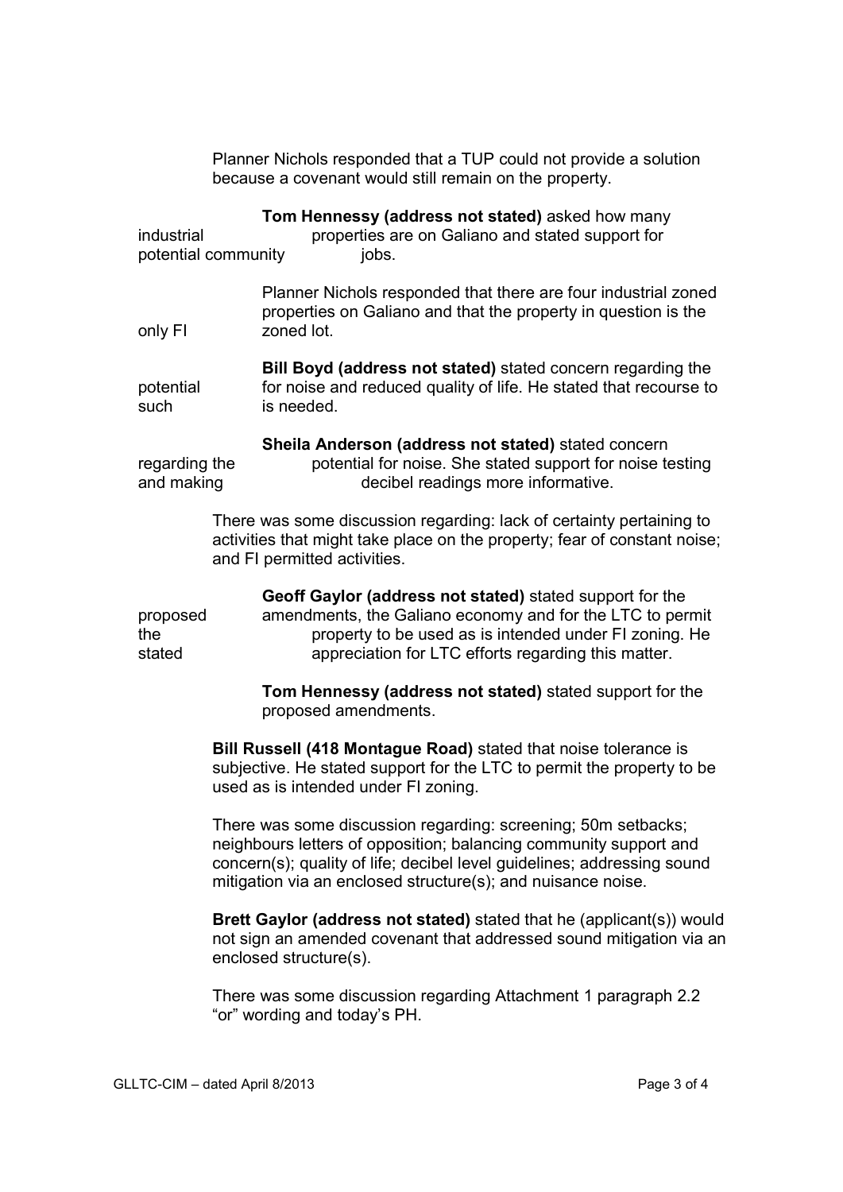Planner Nichols responded that a TUP could not provide a solution because a covenant would still remain on the property.

**Tom Hennessy (address not stated)** asked how many industrial properties are on Galiano and stated support for potential community jobs.

Planner Nichols responded that there are four industrial zoned properties on Galiano and that the property in question is the only FI zoned lot.

**Bill Boyd (address not stated)** stated concern regarding the potential for noise and reduced quality of life. He stated that recourse to such is needed.

**Sheila Anderson (address not stated)** stated concern regarding the potential for noise. She stated support for noise testing and making decibel readings more informative.

There was some discussion regarding: lack of certainty pertaining to activities that might take place on the property; fear of constant noise; and FI permitted activities.

**Geoff Gaylor (address not stated)** stated support for the proposed amendments, the Galiano economy and for the LTC to permit the property to be used as is intended under FI zoning. He stated appreciation for LTC efforts regarding this matter.

**Tom Hennessy (address not stated)** stated support for the proposed amendments.

**Bill Russell (418 Montague Road)** stated that noise tolerance is subjective. He stated support for the LTC to permit the property to be used as is intended under FI zoning.

There was some discussion regarding: screening; 50m setbacks; neighbours letters of opposition; balancing community support and concern(s); quality of life; decibel level guidelines; addressing sound mitigation via an enclosed structure(s); and nuisance noise.

**Brett Gaylor (address not stated)** stated that he (applicant(s)) would not sign an amended covenant that addressed sound mitigation via an enclosed structure(s).

There was some discussion regarding Attachment 1 paragraph 2.2 "or" wording and today's PH.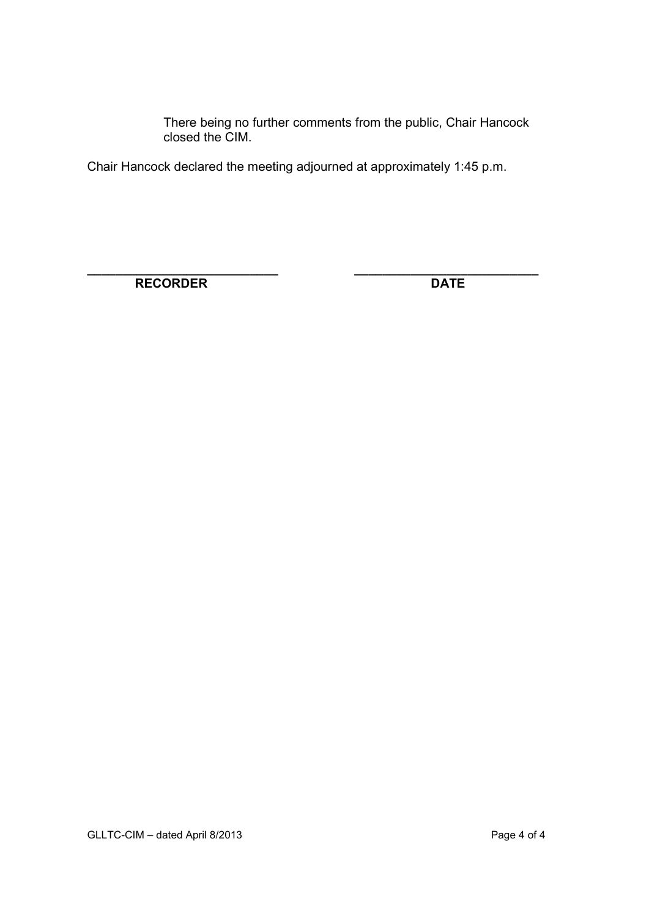There being no further comments from the public, Chair Hancock closed the CIM.

Chair Hancock declared the meeting adjourned at approximately 1:45 p.m.

| | |
|---|---|
| ___________________________ | ___________________________ |
| **RECORDER** | **DATE** |